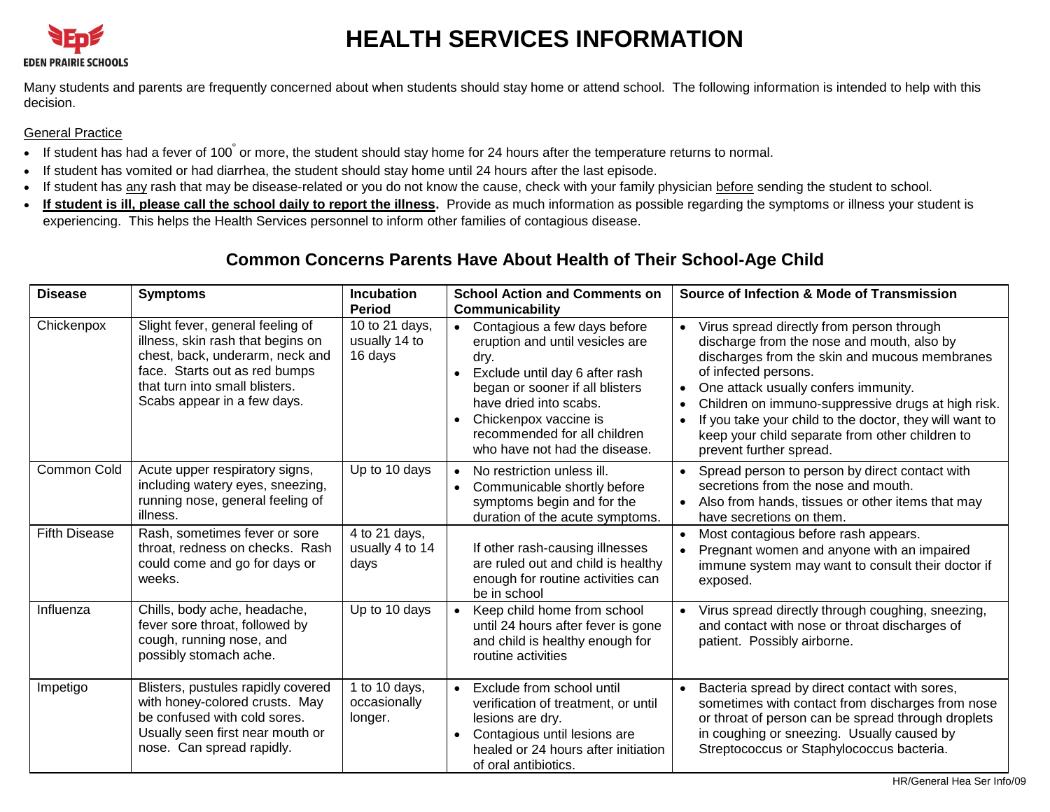# HEALTH SERVICES INFORMATION

EDEN PRAIRIE SCHOOLS

Many students and parents are frequently concerned about when students should stay home or attend school. The following information is intended to help with this decision.

General Practice

- If student has had a fever of 100° or more, the student should stay home for 24 hours after the temperature returns to normal.
- If student has vomited or had diarrhea, the student should stay home until 24 hours after the last episode.
- If student has any rash that may be disease-related or you do not know the cause, check with your family physician before sending the student to school.
- **If student is ill, please call the school daily to report the illness.** Provide as much information as possible regarding the symptoms or illness your student is experiencing. This helps the Health Services personnel to inform other families of contagious disease.

## Common Concerns Parents Have About Health of Their School-Age Child

| Disease | Symptoms | Incubation Period | School Action and Comments on Communicability | Source of Infection & Mode of Transmission |
|---|---|---|---|---|
| Chickenpox | Slight fever, general feeling of illness, skin rash that begins on chest, back, underarm, neck and face. Starts out as red bumps that turn into small blisters. Scabs appear in a few days. | 10 to 21 days, usually 14 to 16 days | • Contagious a few days before eruption and until vesicles are dry.<br>• Exclude until day 6 after rash began or sooner if all blisters have dried into scabs.<br>• Chickenpox vaccine is recommended for all children who have not had the disease. | • Virus spread directly from person through discharge from the nose and mouth, also by discharges from the skin and mucous membranes of infected persons.<br>• One attack usually confers immunity.<br>• Children on immuno-suppressive drugs at high risk.<br>• If you take your child to the doctor, they will want to keep your child separate from other children to prevent further spread. |
| Common Cold | Acute upper respiratory signs, including watery eyes, sneezing, running nose, general feeling of illness. | Up to 10 days | • No restriction unless ill.<br>• Communicable shortly before symptoms begin and for the duration of the acute symptoms. | • Spread person to person by direct contact with secretions from the nose and mouth.<br>• Also from hands, tissues or other items that may have secretions on them. |
| Fifth Disease | Rash, sometimes fever or sore throat, redness on checks. Rash could come and go for days or weeks. | 4 to 21 days, usually 4 to 14 days | If other rash-causing illnesses are ruled out and child is healthy enough for routine activities can be in school | • Most contagious before rash appears.<br>• Pregnant women and anyone with an impaired immune system may want to consult their doctor if exposed. |
| Influenza | Chills, body ache, headache, fever sore throat, followed by cough, running nose, and possibly stomach ache. | Up to 10 days | • Keep child home from school until 24 hours after fever is gone and child is healthy enough for routine activities | • Virus spread directly through coughing, sneezing, and contact with nose or throat discharges of patient. Possibly airborne. |
| Impetigo | Blisters, pustules rapidly covered with honey-colored crusts. May be confused with cold sores. Usually seen first near mouth or nose. Can spread rapidly. | 1 to 10 days, occasionally longer. | • Exclude from school until verification of treatment, or until lesions are dry.<br>• Contagious until lesions are healed or 24 hours after initiation of oral antibiotics. | • Bacteria spread by direct contact with sores, sometimes with contact from discharges from nose or throat of person can be spread through droplets in coughing or sneezing. Usually caused by Streptococcus or Staphylococcus bacteria. |

HR/General Hea Ser Info/09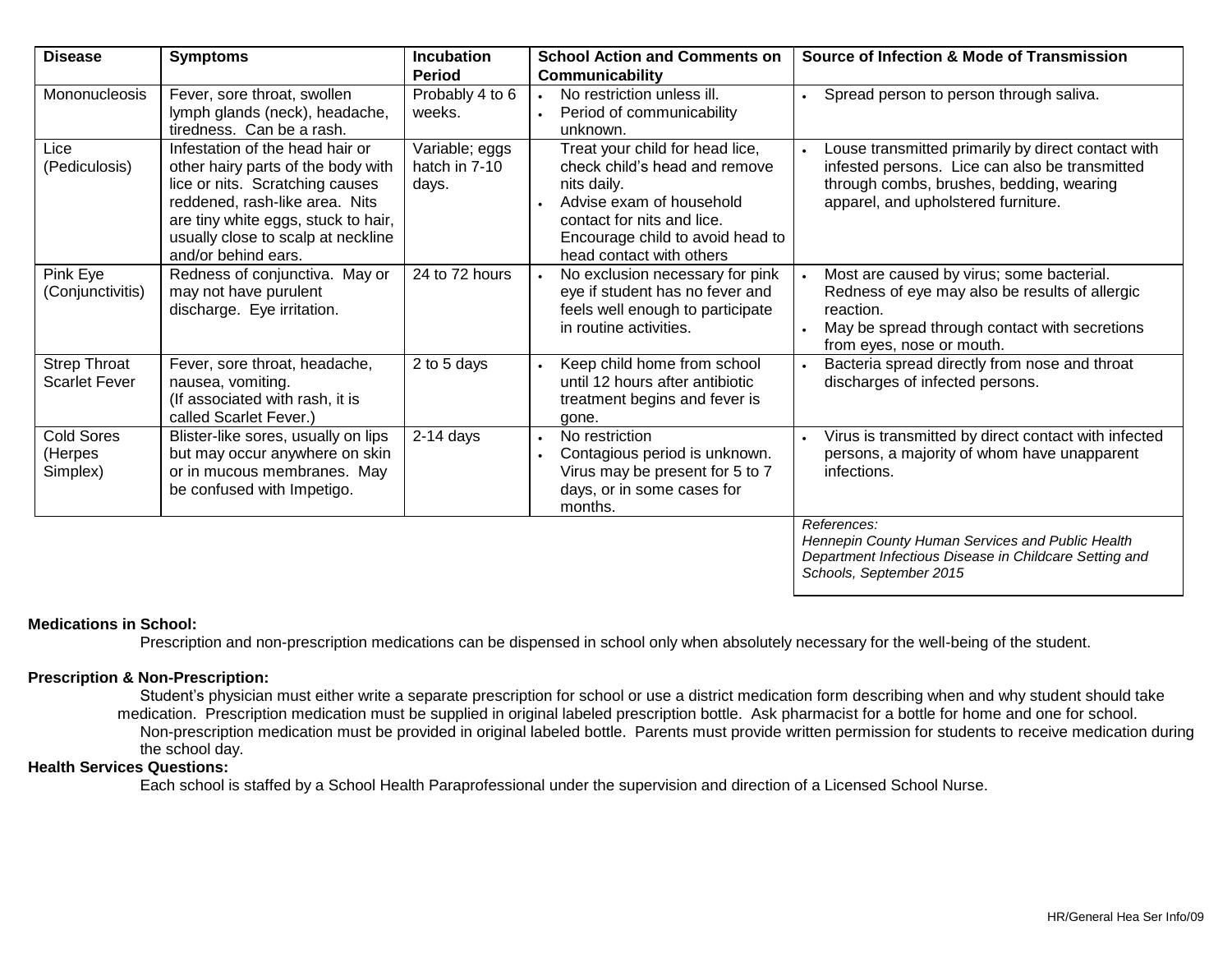| Disease | Symptoms | Incubation Period | School Action and Comments on Communicability | Source of Infection & Mode of Transmission |
|---|---|---|---|---|
| Mononucleosis | Fever, sore throat, swollen lymph glands (neck), headache, tiredness. Can be a rash. | Probably 4 to 6 weeks. | • No restriction unless ill.<br>• Period of communicability unknown. | • Spread person to person through saliva. |
| Lice (Pediculosis) | Infestation of the head hair or other hairy parts of the body with lice or nits. Scratching causes reddened, rash-like area. Nits are tiny white eggs, stuck to hair, usually close to scalp at neckline and/or behind ears. | Variable; eggs hatch in 7-10 days. | Treat your child for head lice, check child's head and remove nits daily.<br>• Advise exam of household contact for nits and lice. Encourage child to avoid head to head contact with others | • Louse transmitted primarily by direct contact with infested persons. Lice can also be transmitted through combs, brushes, bedding, wearing apparel, and upholstered furniture. |
| Pink Eye (Conjunctivitis) | Redness of conjunctiva. May or may not have purulent discharge. Eye irritation. | 24 to 72 hours | • No exclusion necessary for pink eye if student has no fever and feels well enough to participate in routine activities. | • Most are caused by virus; some bacterial. Redness of eye may also be results of allergic reaction.<br>• May be spread through contact with secretions from eyes, nose or mouth. |
| Strep Throat Scarlet Fever | Fever, sore throat, headache, nausea, vomiting. (If associated with rash, it is called Scarlet Fever.) | 2 to 5 days | • Keep child home from school until 12 hours after antibiotic treatment begins and fever is gone. | • Bacteria spread directly from nose and throat discharges of infected persons. |
| Cold Sores (Herpes Simplex) | Blister-like sores, usually on lips but may occur anywhere on skin or in mucous membranes. May be confused with Impetigo. | 2-14 days | • No restriction<br>• Contagious period is unknown. Virus may be present for 5 to 7 days, or in some cases for months. | • Virus is transmitted by direct contact with infected persons, a majority of whom have unapparent infections. |
| | | | | *References: Hennepin County Human Services and Public Health Department Infectious Disease in Childcare Setting and Schools, September 2015* |

**Medications in School:**

Prescription and non-prescription medications can be dispensed in school only when absolutely necessary for the well-being of the student.

**Prescription & Non-Prescription:**

Student's physician must either write a separate prescription for school or use a district medication form describing when and why student should take medication. Prescription medication must be supplied in original labeled prescription bottle. Ask pharmacist for a bottle for home and one for school.

Non-prescription medication must be provided in original labeled bottle. Parents must provide written permission for students to receive medication during the school day.

**Health Services Questions:**

Each school is staffed by a School Health Paraprofessional under the supervision and direction of a Licensed School Nurse.

HR/General Hea Ser Info/09